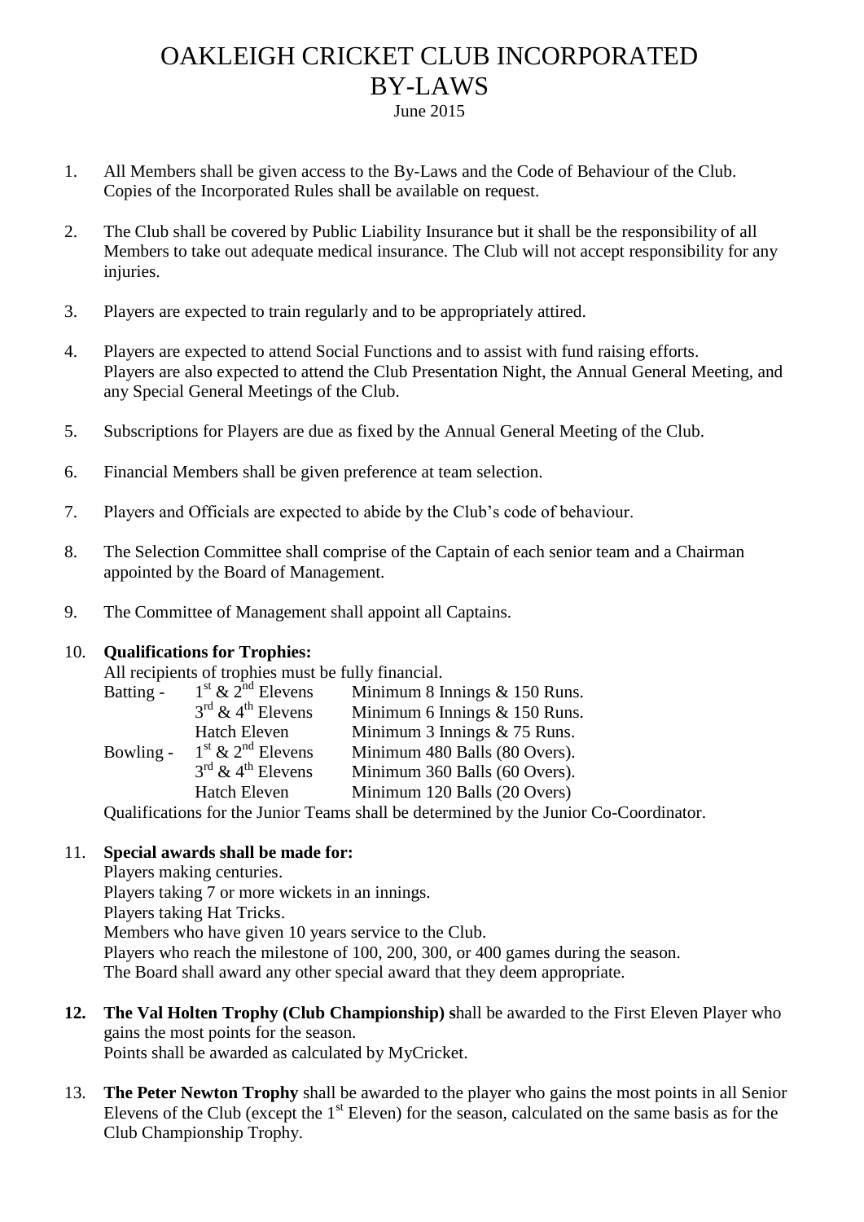# OAKLEIGH CRICKET CLUB INCORPORATED
# BY-LAWS

June 2015

1. All Members shall be given access to the By-Laws and the Code of Behaviour of the Club. Copies of the Incorporated Rules shall be available on request.

2. The Club shall be covered by Public Liability Insurance but it shall be the responsibility of all Members to take out adequate medical insurance. The Club will not accept responsibility for any injuries.

3. Players are expected to train regularly and to be appropriately attired.

4. Players are expected to attend Social Functions and to assist with fund raising efforts. Players are also expected to attend the Club Presentation Night, the Annual General Meeting, and any Special General Meetings of the Club.

5. Subscriptions for Players are due as fixed by the Annual General Meeting of the Club.

6. Financial Members shall be given preference at team selection.

7. Players and Officials are expected to abide by the Club's code of behaviour.

8. The Selection Committee shall comprise of the Captain of each senior team and a Chairman appointed by the Board of Management.

9. The Committee of Management shall appoint all Captains.

10. **Qualifications for Trophies:**
    All recipients of trophies must be fully financial.

    | | | |
    |---|---|---|
    | Batting - | 1st & 2nd Elevens | Minimum 8 Innings & 150 Runs. |
    | | 3rd & 4th Elevens | Minimum 6 Innings & 150 Runs. |
    | | Hatch Eleven | Minimum 3 Innings & 75 Runs. |
    | Bowling - | 1st & 2nd Elevens | Minimum 480 Balls (80 Overs). |
    | | 3rd & 4th Elevens | Minimum 360 Balls (60 Overs). |
    | | Hatch Eleven | Minimum 120 Balls (20 Overs) |

    Qualifications for the Junior Teams shall be determined by the Junior Co-Coordinator.

11. **Special awards shall be made for:**
    Players making centuries.
    Players taking 7 or more wickets in an innings.
    Players taking Hat Tricks.
    Members who have given 10 years service to the Club.
    Players who reach the milestone of 100, 200, 300, or 400 games during the season.
    The Board shall award any other special award that they deem appropriate.

12. **The Val Holten Trophy (Club Championship) s**hall be awarded to the First Eleven Player who gains the most points for the season.
    Points shall be awarded as calculated by MyCricket.

13. **The Peter Newton Trophy** shall be awarded to the player who gains the most points in all Senior Elevens of the Club (except the 1st Eleven) for the season, calculated on the same basis as for the Club Championship Trophy.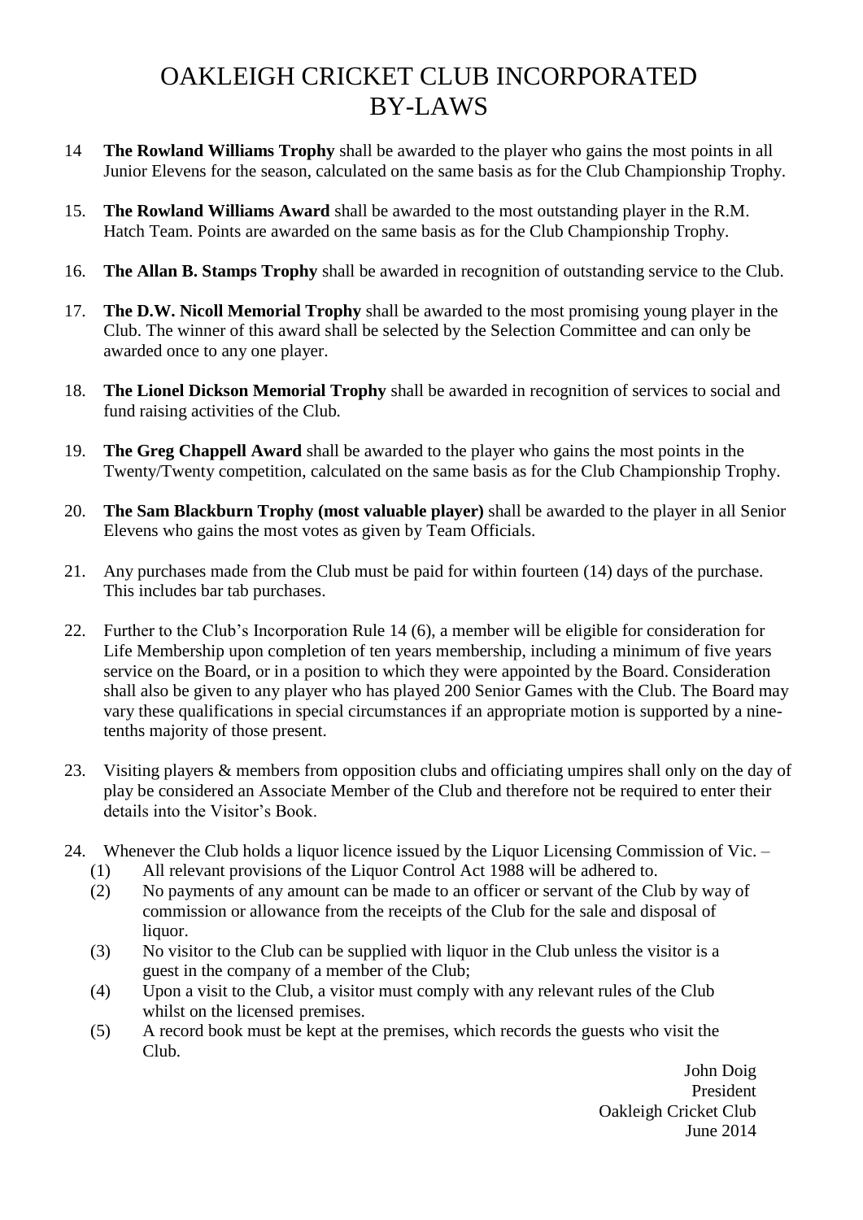# OAKLEIGH CRICKET CLUB INCORPORATED BY-LAWS

14 **The Rowland Williams Trophy** shall be awarded to the player who gains the most points in all Junior Elevens for the season, calculated on the same basis as for the Club Championship Trophy.

15. **The Rowland Williams Award** shall be awarded to the most outstanding player in the R.M. Hatch Team. Points are awarded on the same basis as for the Club Championship Trophy.

16. **The Allan B. Stamps Trophy** shall be awarded in recognition of outstanding service to the Club.

17. **The D.W. Nicoll Memorial Trophy** shall be awarded to the most promising young player in the Club. The winner of this award shall be selected by the Selection Committee and can only be awarded once to any one player.

18. **The Lionel Dickson Memorial Trophy** shall be awarded in recognition of services to social and fund raising activities of the Club.

19. **The Greg Chappell Award** shall be awarded to the player who gains the most points in the Twenty/Twenty competition, calculated on the same basis as for the Club Championship Trophy.

20. **The Sam Blackburn Trophy (most valuable player)** shall be awarded to the player in all Senior Elevens who gains the most votes as given by Team Officials.

21. Any purchases made from the Club must be paid for within fourteen (14) days of the purchase. This includes bar tab purchases.

22. Further to the Club's Incorporation Rule 14 (6), a member will be eligible for consideration for Life Membership upon completion of ten years membership, including a minimum of five years service on the Board, or in a position to which they were appointed by the Board. Consideration shall also be given to any player who has played 200 Senior Games with the Club. The Board may vary these qualifications in special circumstances if an appropriate motion is supported by a nine-tenths majority of those present.

23. Visiting players & members from opposition clubs and officiating umpires shall only on the day of play be considered an Associate Member of the Club and therefore not be required to enter their details into the Visitor's Book.

24. Whenever the Club holds a liquor licence issued by the Liquor Licensing Commission of Vic. –
    (1) All relevant provisions of the Liquor Control Act 1988 will be adhered to.
    (2) No payments of any amount can be made to an officer or servant of the Club by way of commission or allowance from the receipts of the Club for the sale and disposal of liquor.
    (3) No visitor to the Club can be supplied with liquor in the Club unless the visitor is a guest in the company of a member of the Club;
    (4) Upon a visit to the Club, a visitor must comply with any relevant rules of the Club whilst on the licensed premises.
    (5) A record book must be kept at the premises, which records the guests who visit the Club.

John Doig
President
Oakleigh Cricket Club
June 2014